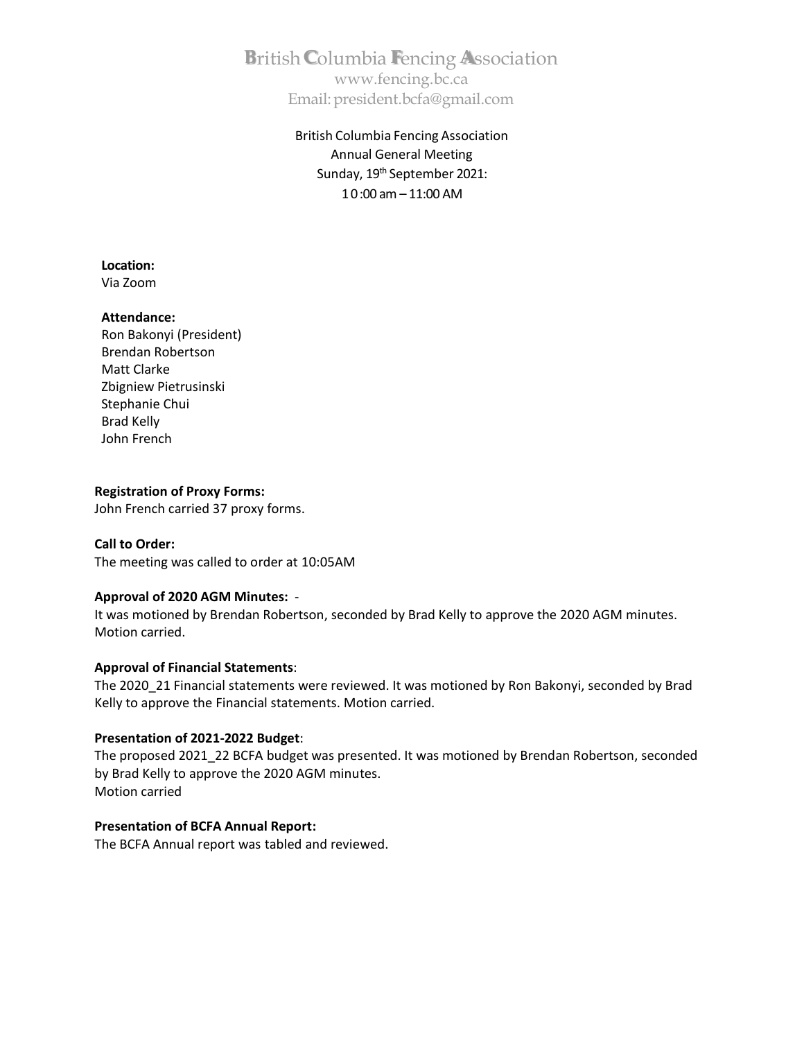# British Columbia Fencing Association

www.fencing.bc.ca
Email: president.bcfa@gmail.com

British Columbia Fencing Association
Annual General Meeting
Sunday, 19th September 2021:
10:00 am – 11:00 AM

**Location:**
Via Zoom

**Attendance:**
Ron Bakonyi (President)
Brendan Robertson
Matt Clarke
Zbigniew Pietrusinski
Stephanie Chui
Brad Kelly
John French

**Registration of Proxy Forms:**
John French carried 37 proxy forms.

**Call to Order:**
The meeting was called to order at 10:05AM

**Approval of 2020 AGM Minutes:** -
It was motioned by Brendan Robertson, seconded by Brad Kelly to approve the 2020 AGM minutes. Motion carried.

**Approval of Financial Statements**:
The 2020_21 Financial statements were reviewed. It was motioned by Ron Bakonyi, seconded by Brad Kelly to approve the Financial statements. Motion carried.

**Presentation of 2021-2022 Budget**:
The proposed 2021_22 BCFA budget was presented. It was motioned by Brendan Robertson, seconded by Brad Kelly to approve the 2020 AGM minutes.
Motion carried

**Presentation of BCFA Annual Report:**
The BCFA Annual report was tabled and reviewed.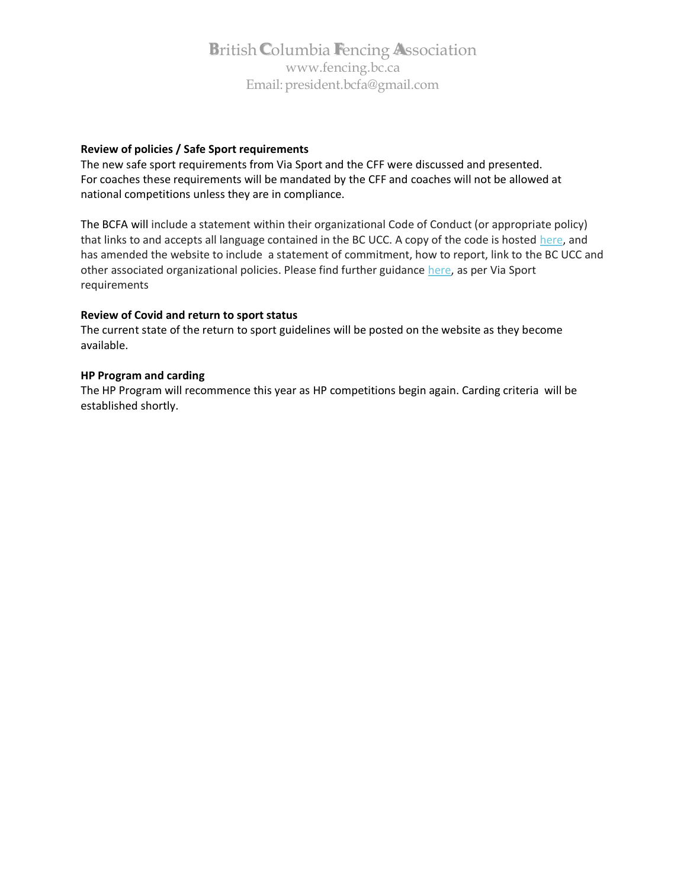**Review of policies / Safe Sport requirements**

The new safe sport requirements from Via Sport and the CFF were discussed and presented. For coaches these requirements will be mandated by the CFF and coaches will not be allowed at national competitions unless they are in compliance.

The BCFA will include a statement within their organizational Code of Conduct (or appropriate policy) that links to and accepts all language contained in the BC UCC. A copy of the code is hosted here, and has amended the website to include a statement of commitment, how to report, link to the BC UCC and other associated organizational policies. Please find further guidance here, as per Via Sport requirements

**Review of Covid and return to sport status**

The current state of the return to sport guidelines will be posted on the website as they become available.

**HP Program and carding**

The HP Program will recommence this year as HP competitions begin again. Carding criteria will be established shortly.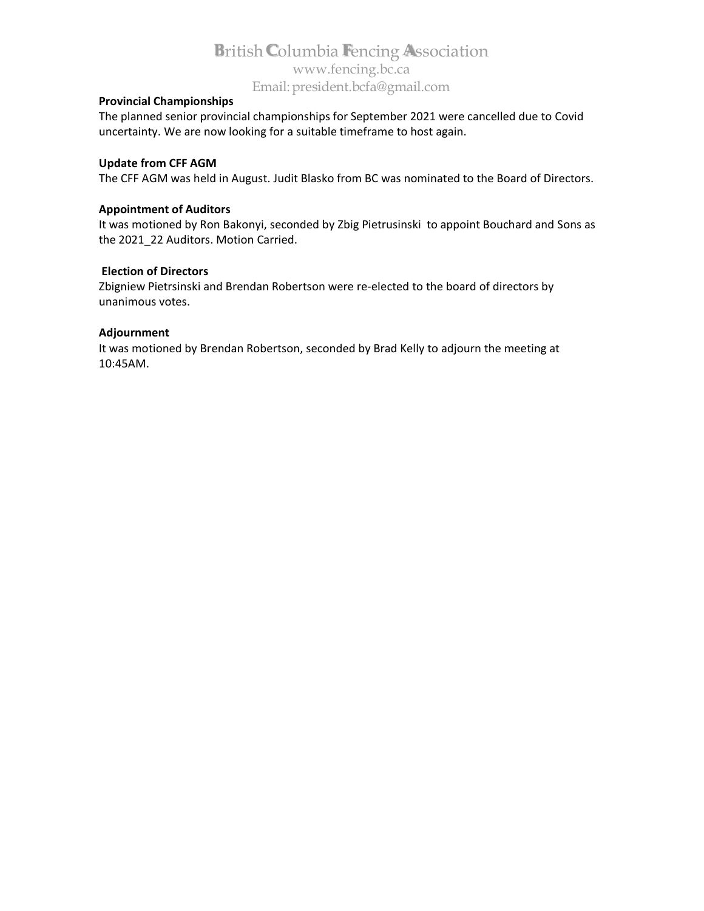**Provincial Championships**

The planned senior provincial championships for September 2021 were cancelled due to Covid uncertainty. We are now looking for a suitable timeframe to host again.

**Update from CFF AGM**

The CFF AGM was held in August. Judit Blasko from BC was nominated to the Board of Directors.

**Appointment of Auditors**

It was motioned by Ron Bakonyi, seconded by Zbig Pietrusinski to appoint Bouchard and Sons as the 2021_22 Auditors. Motion Carried.

**Election of Directors**

Zbigniew Pietrsinski and Brendan Robertson were re-elected to the board of directors by unanimous votes.

**Adjournment**

It was motioned by Brendan Robertson, seconded by Brad Kelly to adjourn the meeting at 10:45AM.